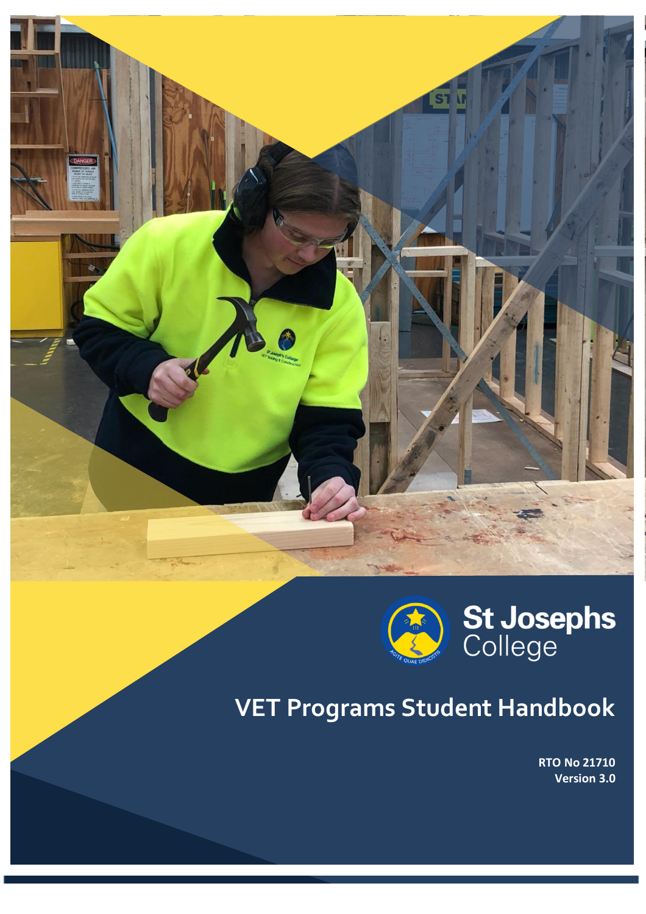St Josephs College

# VET Programs Student Handbook

**RTO No 21710**
**Version 3.0**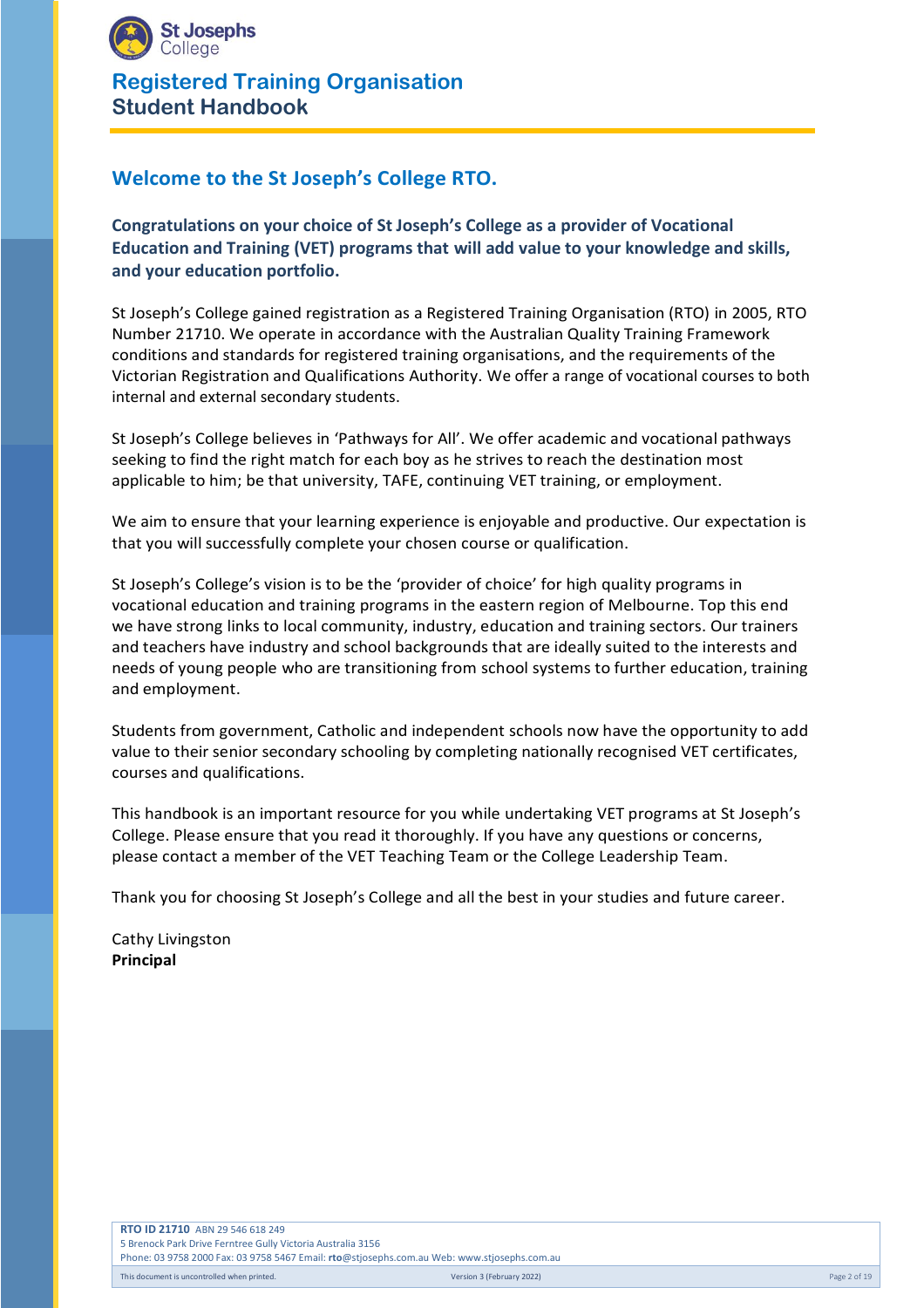## Welcome to the St Joseph's College RTO.

**Congratulations on your choice of St Joseph's College as a provider of Vocational Education and Training (VET) programs that will add value to your knowledge and skills, and your education portfolio.**

St Joseph's College gained registration as a Registered Training Organisation (RTO) in 2005, RTO Number 21710. We operate in accordance with the Australian Quality Training Framework conditions and standards for registered training organisations, and the requirements of the Victorian Registration and Qualifications Authority. We offer a range of vocational courses to both internal and external secondary students.

St Joseph's College believes in 'Pathways for All'. We offer academic and vocational pathways seeking to find the right match for each boy as he strives to reach the destination most applicable to him; be that university, TAFE, continuing VET training, or employment.

We aim to ensure that your learning experience is enjoyable and productive. Our expectation is that you will successfully complete your chosen course or qualification.

St Joseph's College's vision is to be the 'provider of choice' for high quality programs in vocational education and training programs in the eastern region of Melbourne. Top this end we have strong links to local community, industry, education and training sectors. Our trainers and teachers have industry and school backgrounds that are ideally suited to the interests and needs of young people who are transitioning from school systems to further education, training and employment.

Students from government, Catholic and independent schools now have the opportunity to add value to their senior secondary schooling by completing nationally recognised VET certificates, courses and qualifications.

This handbook is an important resource for you while undertaking VET programs at St Joseph's College. Please ensure that you read it thoroughly. If you have any questions or concerns, please contact a member of the VET Teaching Team or the College Leadership Team.

Thank you for choosing St Joseph's College and all the best in your studies and future career.

Cathy Livingston
**Principal**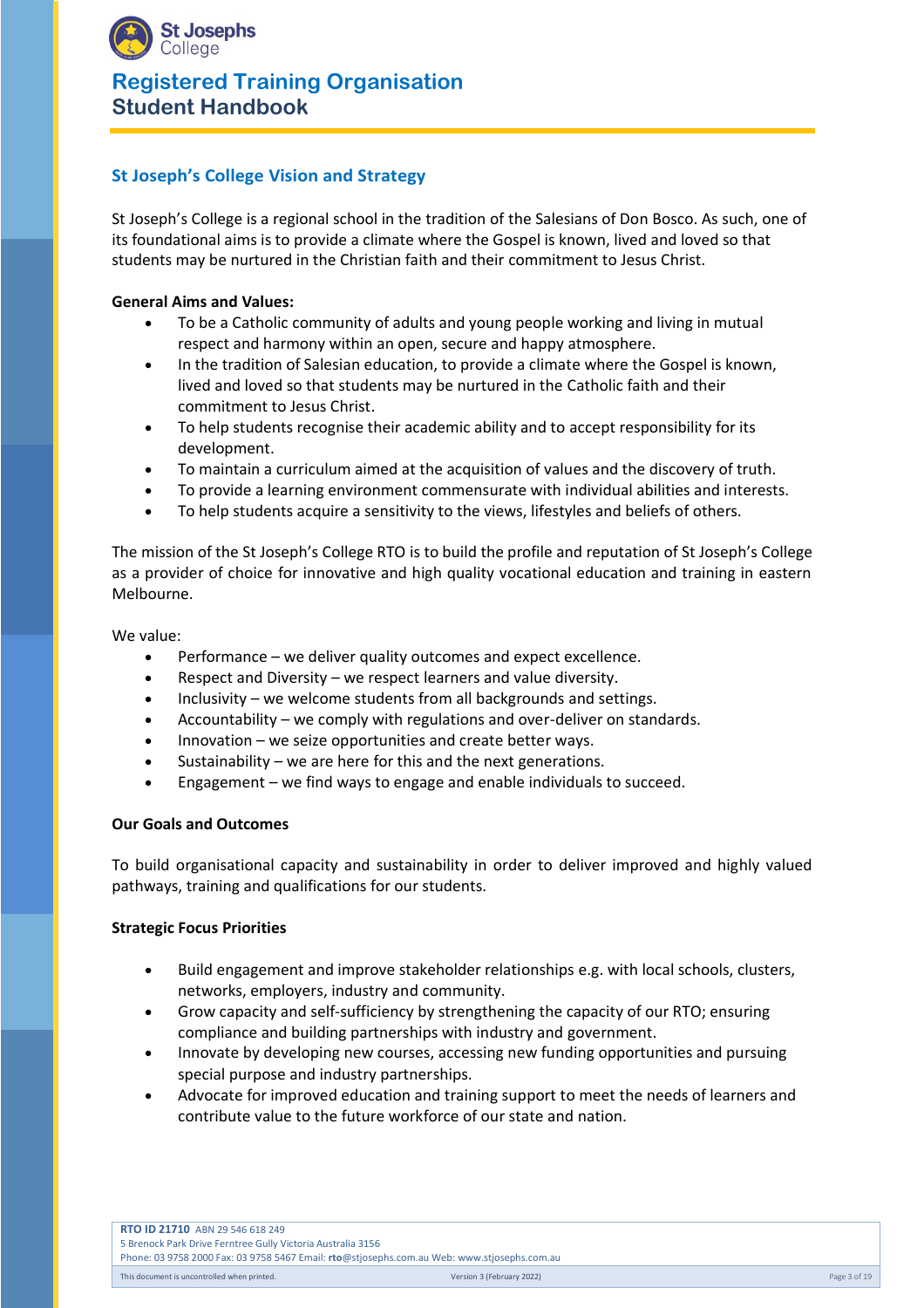## St Joseph's College Vision and Strategy

St Joseph's College is a regional school in the tradition of the Salesians of Don Bosco. As such, one of its foundational aims is to provide a climate where the Gospel is known, lived and loved so that students may be nurtured in the Christian faith and their commitment to Jesus Christ.

**General Aims and Values:**

- To be a Catholic community of adults and young people working and living in mutual respect and harmony within an open, secure and happy atmosphere.
- In the tradition of Salesian education, to provide a climate where the Gospel is known, lived and loved so that students may be nurtured in the Catholic faith and their commitment to Jesus Christ.
- To help students recognise their academic ability and to accept responsibility for its development.
- To maintain a curriculum aimed at the acquisition of values and the discovery of truth.
- To provide a learning environment commensurate with individual abilities and interests.
- To help students acquire a sensitivity to the views, lifestyles and beliefs of others.

The mission of the St Joseph's College RTO is to build the profile and reputation of St Joseph's College as a provider of choice for innovative and high quality vocational education and training in eastern Melbourne.

We value:

- Performance – we deliver quality outcomes and expect excellence.
- Respect and Diversity – we respect learners and value diversity.
- Inclusivity – we welcome students from all backgrounds and settings.
- Accountability – we comply with regulations and over-deliver on standards.
- Innovation – we seize opportunities and create better ways.
- Sustainability – we are here for this and the next generations.
- Engagement – we find ways to engage and enable individuals to succeed.

**Our Goals and Outcomes**

To build organisational capacity and sustainability in order to deliver improved and highly valued pathways, training and qualifications for our students.

**Strategic Focus Priorities**

- Build engagement and improve stakeholder relationships e.g. with local schools, clusters, networks, employers, industry and community.
- Grow capacity and self-sufficiency by strengthening the capacity of our RTO; ensuring compliance and building partnerships with industry and government.
- Innovate by developing new courses, accessing new funding opportunities and pursuing special purpose and industry partnerships.
- Advocate for improved education and training support to meet the needs of learners and contribute value to the future workforce of our state and nation.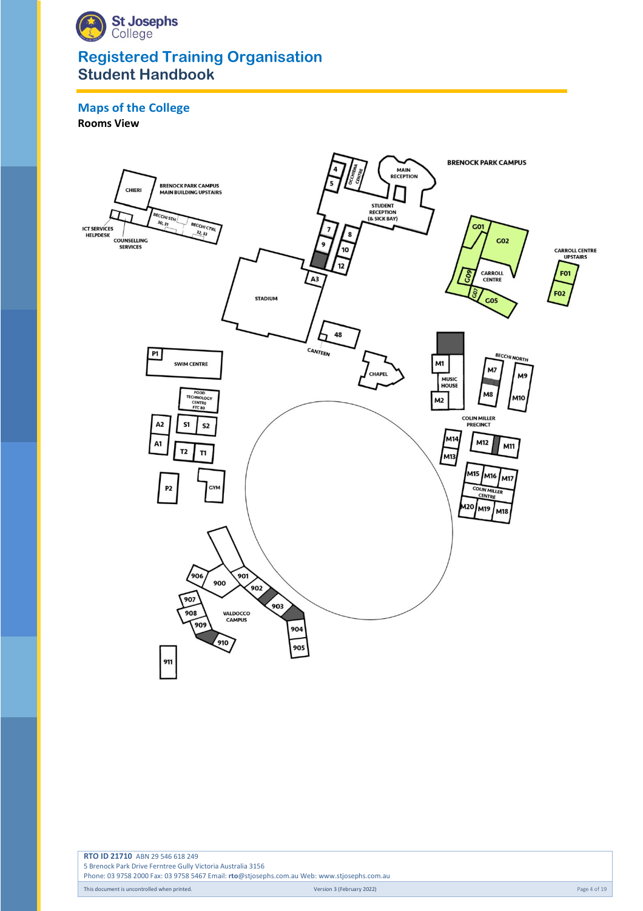## Maps of the College

**Rooms View**

BRENOCK PARK CAMPUS

CHIERI

BRENOCK PARK CAMPUS MAIN BUILDING UPSTAIRS

BECCHI STH 30, 31

BECCHI CTRL 32, 33

ICT SERVICES HELPDESK

COUNSELLING SERVICES

4

5

OCCHIENA CENTRE

MAIN RECEPTION

STUDENT RECEPTION (& SICK BAY)

7

8

9

10

12

A3

STADIUM

48

CANTEEN

G01

G02

CARROLL CENTRE

G09

G07

G05

CARROLL CENTRE UPSTAIRS

F01

F02

P1

SWIM CENTRE

CHAPEL

M1

MUSIC HOUSE

M2

BECCHI NORTH

M7

M9

M8

M10

FOOD TECHNOLOGY CENTRE FTC 80

A2

A1

S1

S2

T2

T1

P2

GYM

COLIN MILLER PRECINCT

M14

M13

M12

M11

M15

M16

M17

COLIN MILLER CENTRE

M20

M19

M18

906

900

901

902

903

907

908

909

910

VALDOCCO CAMPUS

904

905

911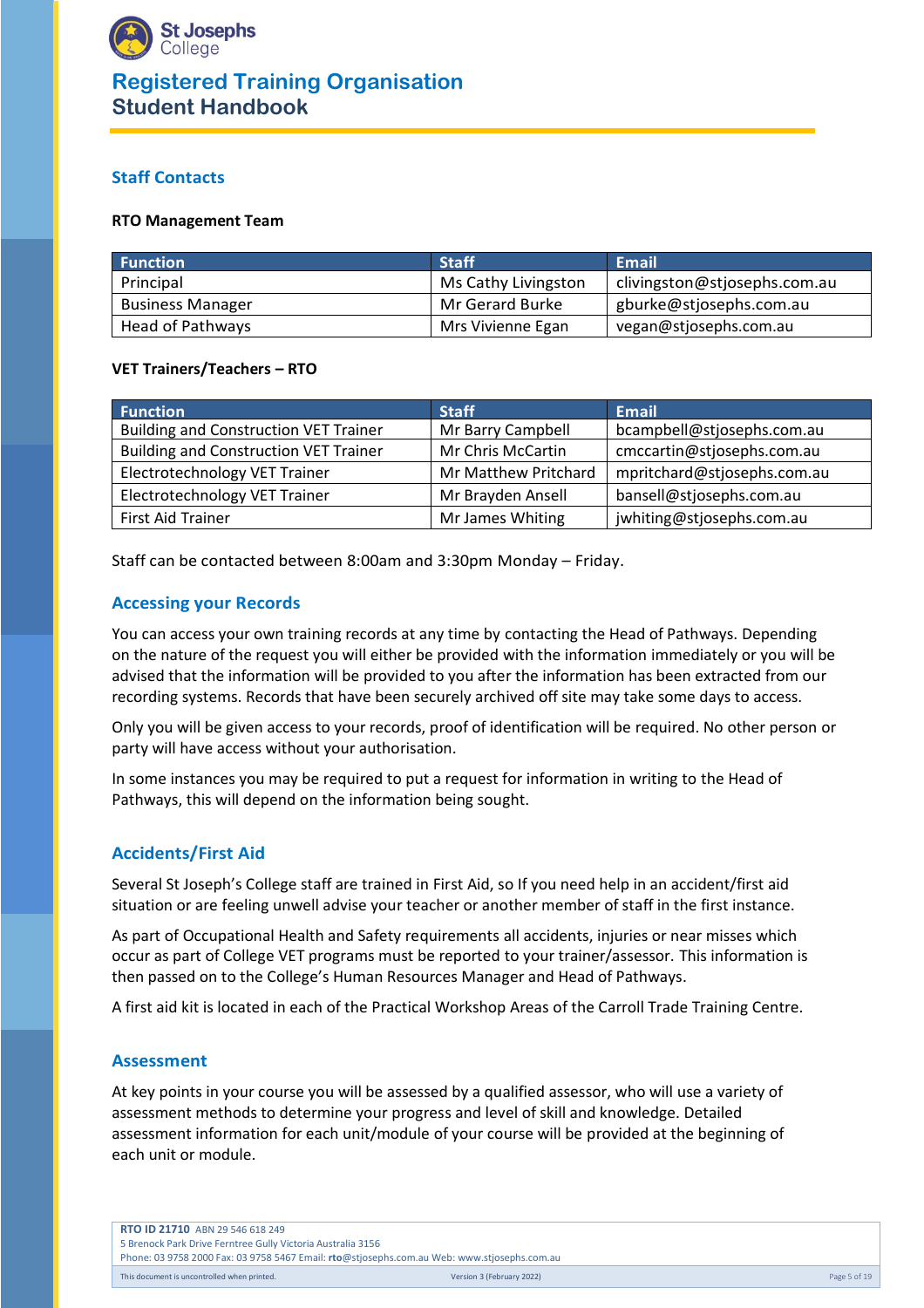## Staff Contacts

**RTO Management Team**

| Function | Staff | Email |
|---|---|---|
| Principal | Ms Cathy Livingston | clivingston@stjosephs.com.au |
| Business Manager | Mr Gerard Burke | gburke@stjosephs.com.au |
| Head of Pathways | Mrs Vivienne Egan | vegan@stjosephs.com.au |

**VET Trainers/Teachers – RTO**

| Function | Staff | Email |
|---|---|---|
| Building and Construction VET Trainer | Mr Barry Campbell | bcampbell@stjosephs.com.au |
| Building and Construction VET Trainer | Mr Chris McCartin | cmccartin@stjosephs.com.au |
| Electrotechnology VET Trainer | Mr Matthew Pritchard | mpritchard@stjosephs.com.au |
| Electrotechnology VET Trainer | Mr Brayden Ansell | bansell@stjosephs.com.au |
| First Aid Trainer | Mr James Whiting | jwhiting@stjosephs.com.au |

Staff can be contacted between 8:00am and 3:30pm Monday – Friday.

## Accessing your Records

You can access your own training records at any time by contacting the Head of Pathways. Depending on the nature of the request you will either be provided with the information immediately or you will be advised that the information will be provided to you after the information has been extracted from our recording systems. Records that have been securely archived off site may take some days to access.

Only you will be given access to your records, proof of identification will be required. No other person or party will have access without your authorisation.

In some instances you may be required to put a request for information in writing to the Head of Pathways, this will depend on the information being sought.

## Accidents/First Aid

Several St Joseph's College staff are trained in First Aid, so If you need help in an accident/first aid situation or are feeling unwell advise your teacher or another member of staff in the first instance.

As part of Occupational Health and Safety requirements all accidents, injuries or near misses which occur as part of College VET programs must be reported to your trainer/assessor. This information is then passed on to the College's Human Resources Manager and Head of Pathways.

A first aid kit is located in each of the Practical Workshop Areas of the Carroll Trade Training Centre.

## Assessment

At key points in your course you will be assessed by a qualified assessor, who will use a variety of assessment methods to determine your progress and level of skill and knowledge. Detailed assessment information for each unit/module of your course will be provided at the beginning of each unit or module.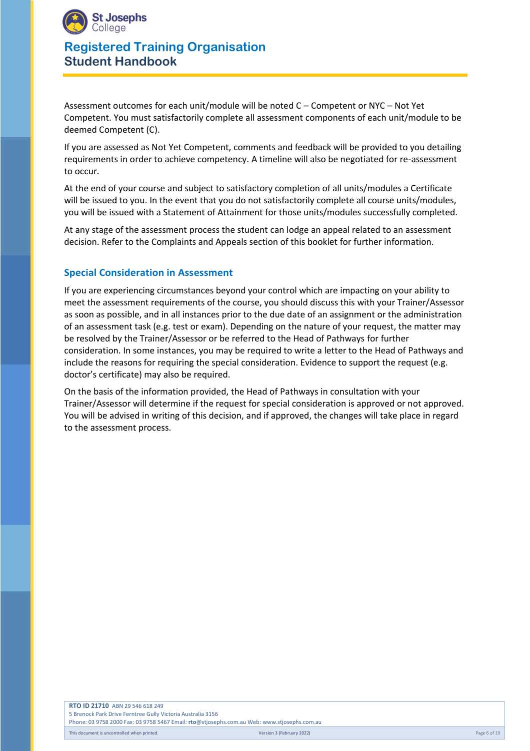Assessment outcomes for each unit/module will be noted C – Competent or NYC – Not Yet Competent. You must satisfactorily complete all assessment components of each unit/module to be deemed Competent (C).

If you are assessed as Not Yet Competent, comments and feedback will be provided to you detailing requirements in order to achieve competency. A timeline will also be negotiated for re-assessment to occur.

At the end of your course and subject to satisfactory completion of all units/modules a Certificate will be issued to you. In the event that you do not satisfactorily complete all course units/modules, you will be issued with a Statement of Attainment for those units/modules successfully completed.

At any stage of the assessment process the student can lodge an appeal related to an assessment decision. Refer to the Complaints and Appeals section of this booklet for further information.

### Special Consideration in Assessment

If you are experiencing circumstances beyond your control which are impacting on your ability to meet the assessment requirements of the course, you should discuss this with your Trainer/Assessor as soon as possible, and in all instances prior to the due date of an assignment or the administration of an assessment task (e.g. test or exam). Depending on the nature of your request, the matter may be resolved by the Trainer/Assessor or be referred to the Head of Pathways for further consideration. In some instances, you may be required to write a letter to the Head of Pathways and include the reasons for requiring the special consideration. Evidence to support the request (e.g. doctor's certificate) may also be required.

On the basis of the information provided, the Head of Pathways in consultation with your Trainer/Assessor will determine if the request for special consideration is approved or not approved. You will be advised in writing of this decision, and if approved, the changes will take place in regard to the assessment process.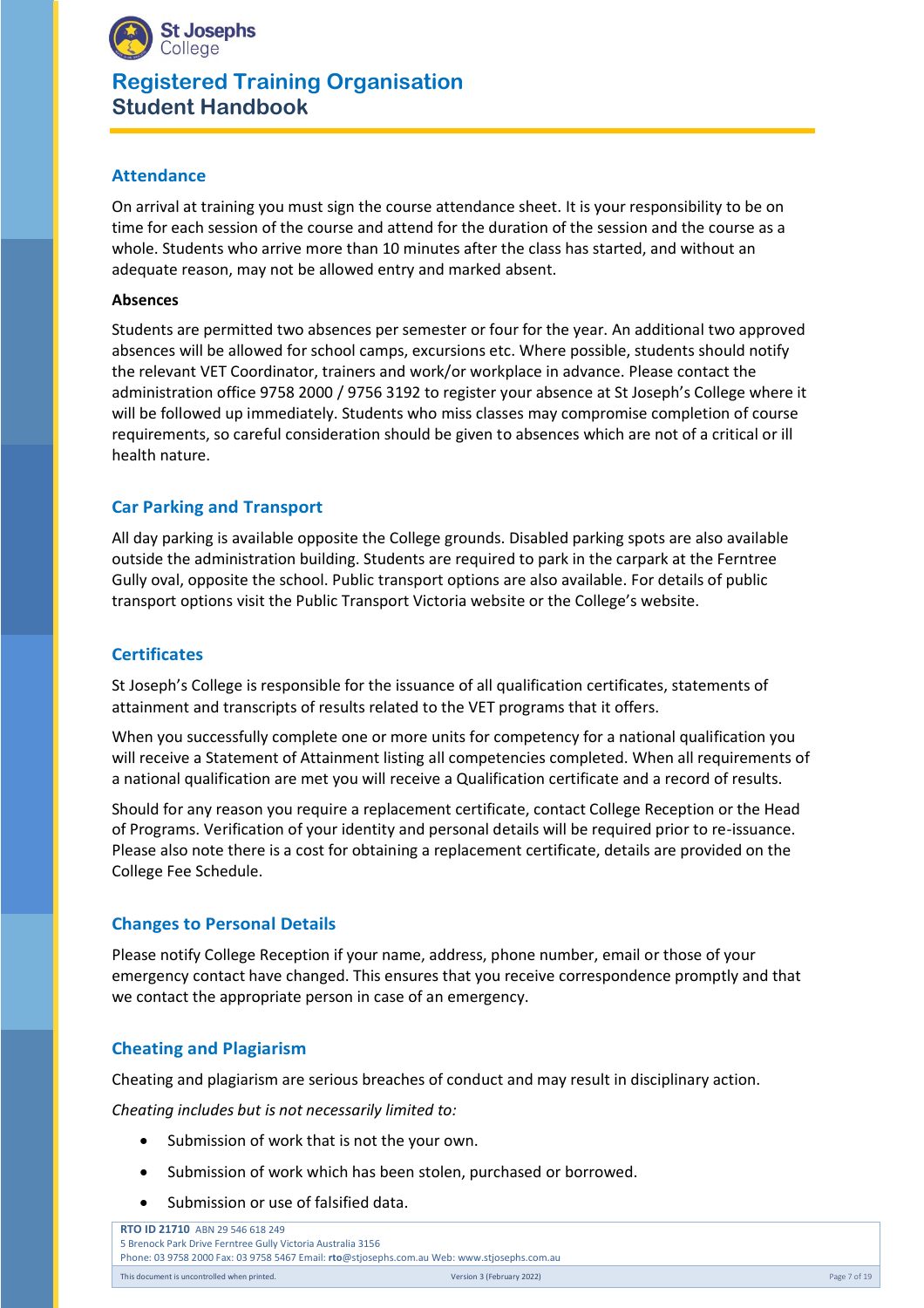## Attendance

On arrival at training you must sign the course attendance sheet. It is your responsibility to be on time for each session of the course and attend for the duration of the session and the course as a whole. Students who arrive more than 10 minutes after the class has started, and without an adequate reason, may not be allowed entry and marked absent.

**Absences**

Students are permitted two absences per semester or four for the year. An additional two approved absences will be allowed for school camps, excursions etc. Where possible, students should notify the relevant VET Coordinator, trainers and work/or workplace in advance. Please contact the administration office 9758 2000 / 9756 3192 to register your absence at St Joseph's College where it will be followed up immediately. Students who miss classes may compromise completion of course requirements, so careful consideration should be given to absences which are not of a critical or ill health nature.

## Car Parking and Transport

All day parking is available opposite the College grounds. Disabled parking spots are also available outside the administration building. Students are required to park in the carpark at the Ferntree Gully oval, opposite the school. Public transport options are also available. For details of public transport options visit the Public Transport Victoria website or the College's website.

## Certificates

St Joseph's College is responsible for the issuance of all qualification certificates, statements of attainment and transcripts of results related to the VET programs that it offers.

When you successfully complete one or more units for competency for a national qualification you will receive a Statement of Attainment listing all competencies completed. When all requirements of a national qualification are met you will receive a Qualification certificate and a record of results.

Should for any reason you require a replacement certificate, contact College Reception or the Head of Programs. Verification of your identity and personal details will be required prior to re-issuance. Please also note there is a cost for obtaining a replacement certificate, details are provided on the College Fee Schedule.

## Changes to Personal Details

Please notify College Reception if your name, address, phone number, email or those of your emergency contact have changed. This ensures that you receive correspondence promptly and that we contact the appropriate person in case of an emergency.

## Cheating and Plagiarism

Cheating and plagiarism are serious breaches of conduct and may result in disciplinary action.

*Cheating includes but is not necessarily limited to:*

- Submission of work that is not the your own.
- Submission of work which has been stolen, purchased or borrowed.
- Submission or use of falsified data.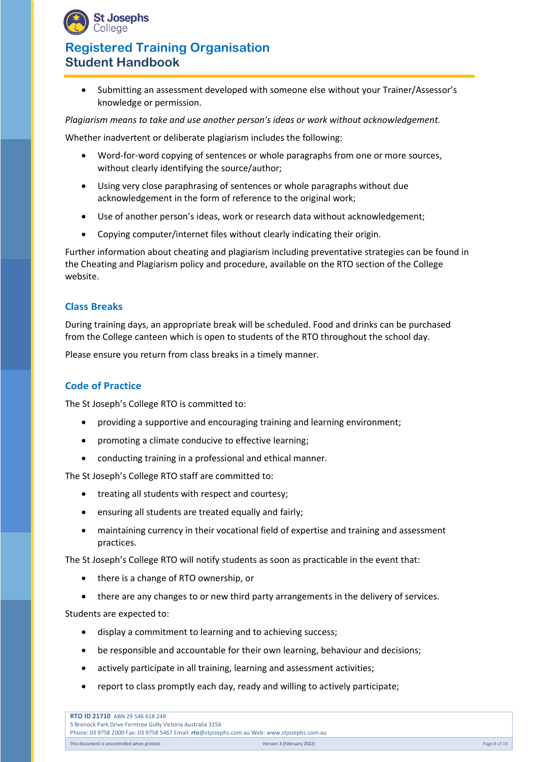- Submitting an assessment developed with someone else without your Trainer/Assessor's knowledge or permission.

*Plagiarism means to take and use another person's ideas or work without acknowledgement.*

Whether inadvertent or deliberate plagiarism includes the following:

- Word-for-word copying of sentences or whole paragraphs from one or more sources, without clearly identifying the source/author;
- Using very close paraphrasing of sentences or whole paragraphs without due acknowledgement in the form of reference to the original work;
- Use of another person's ideas, work or research data without acknowledgement;
- Copying computer/internet files without clearly indicating their origin.

Further information about cheating and plagiarism including preventative strategies can be found in the Cheating and Plagiarism policy and procedure, available on the RTO section of the College website.

### Class Breaks

During training days, an appropriate break will be scheduled. Food and drinks can be purchased from the College canteen which is open to students of the RTO throughout the school day.

Please ensure you return from class breaks in a timely manner.

### Code of Practice

The St Joseph's College RTO is committed to:

- providing a supportive and encouraging training and learning environment;
- promoting a climate conducive to effective learning;
- conducting training in a professional and ethical manner.

The St Joseph's College RTO staff are committed to:

- treating all students with respect and courtesy;
- ensuring all students are treated equally and fairly;
- maintaining currency in their vocational field of expertise and training and assessment practices.

The St Joseph's College RTO will notify students as soon as practicable in the event that:

- there is a change of RTO ownership, or
- there are any changes to or new third party arrangements in the delivery of services.

Students are expected to:

- display a commitment to learning and to achieving success;
- be responsible and accountable for their own learning, behaviour and decisions;
- actively participate in all training, learning and assessment activities;
- report to class promptly each day, ready and willing to actively participate;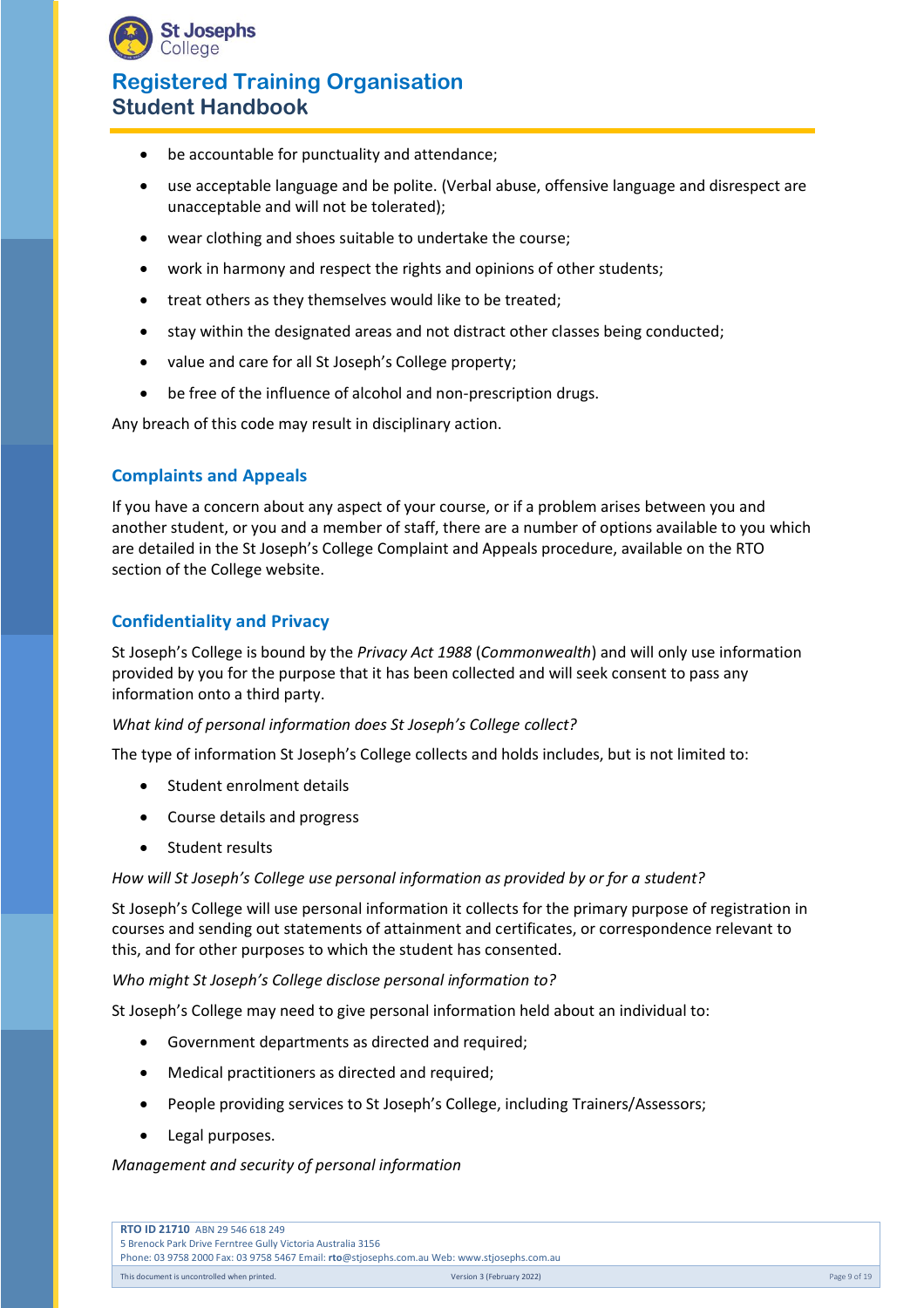- be accountable for punctuality and attendance;
- use acceptable language and be polite. (Verbal abuse, offensive language and disrespect are unacceptable and will not be tolerated);
- wear clothing and shoes suitable to undertake the course;
- work in harmony and respect the rights and opinions of other students;
- treat others as they themselves would like to be treated;
- stay within the designated areas and not distract other classes being conducted;
- value and care for all St Joseph's College property;
- be free of the influence of alcohol and non-prescription drugs.

Any breach of this code may result in disciplinary action.

## Complaints and Appeals

If you have a concern about any aspect of your course, or if a problem arises between you and another student, or you and a member of staff, there are a number of options available to you which are detailed in the St Joseph's College Complaint and Appeals procedure, available on the RTO section of the College website.

## Confidentiality and Privacy

St Joseph's College is bound by the *Privacy Act 1988* (*Commonwealth*) and will only use information provided by you for the purpose that it has been collected and will seek consent to pass any information onto a third party.

*What kind of personal information does St Joseph's College collect?*

The type of information St Joseph's College collects and holds includes, but is not limited to:

- Student enrolment details
- Course details and progress
- Student results

*How will St Joseph's College use personal information as provided by or for a student?*

St Joseph's College will use personal information it collects for the primary purpose of registration in courses and sending out statements of attainment and certificates, or correspondence relevant to this, and for other purposes to which the student has consented.

*Who might St Joseph's College disclose personal information to?*

St Joseph's College may need to give personal information held about an individual to:

- Government departments as directed and required;
- Medical practitioners as directed and required;
- People providing services to St Joseph's College, including Trainers/Assessors;
- Legal purposes.

*Management and security of personal information*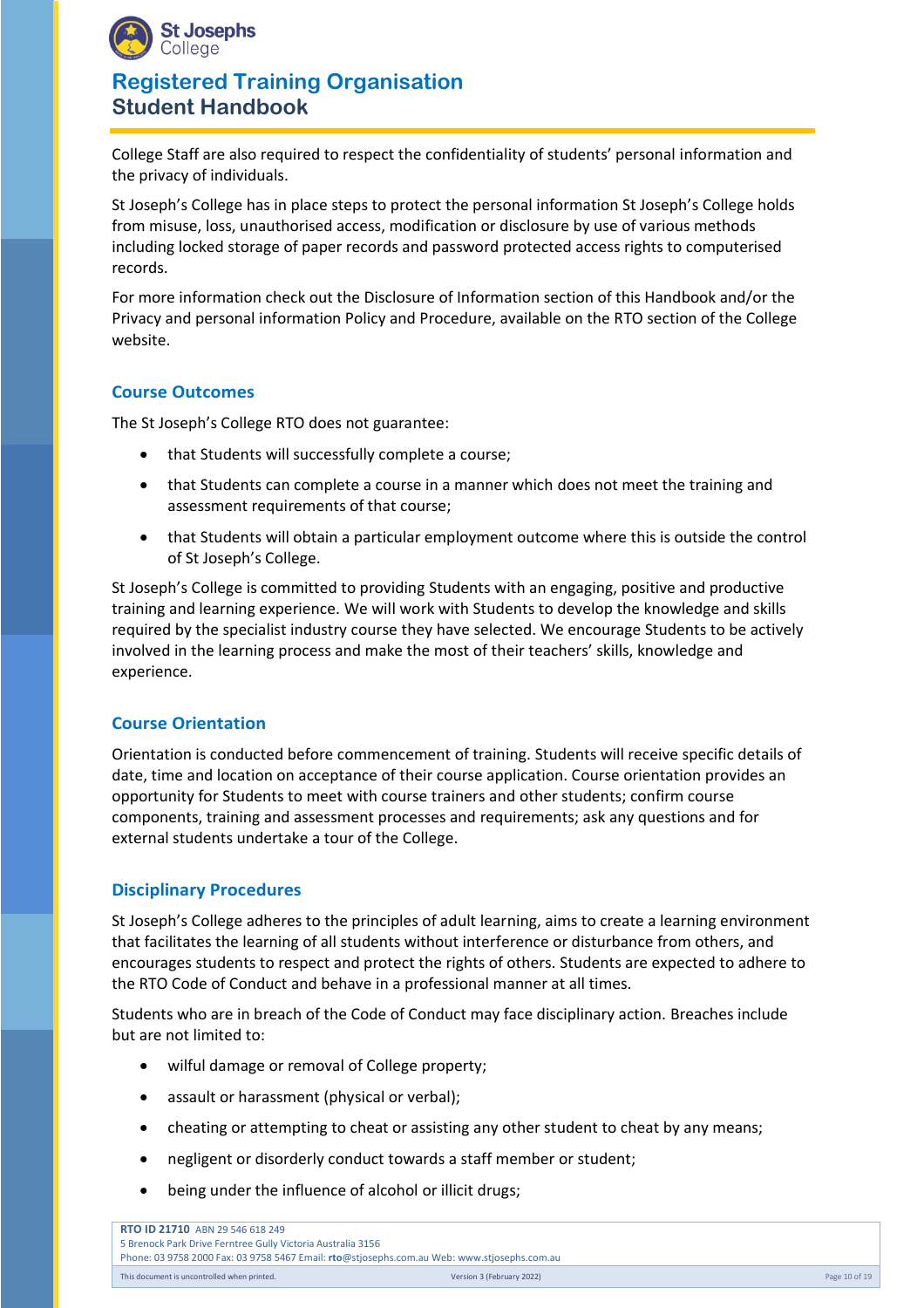College Staff are also required to respect the confidentiality of students' personal information and the privacy of individuals.

St Joseph's College has in place steps to protect the personal information St Joseph's College holds from misuse, loss, unauthorised access, modification or disclosure by use of various methods including locked storage of paper records and password protected access rights to computerised records.

For more information check out the Disclosure of Information section of this Handbook and/or the Privacy and personal information Policy and Procedure, available on the RTO section of the College website.

### Course Outcomes

The St Joseph's College RTO does not guarantee:

- that Students will successfully complete a course;
- that Students can complete a course in a manner which does not meet the training and assessment requirements of that course;
- that Students will obtain a particular employment outcome where this is outside the control of St Joseph's College.

St Joseph's College is committed to providing Students with an engaging, positive and productive training and learning experience. We will work with Students to develop the knowledge and skills required by the specialist industry course they have selected. We encourage Students to be actively involved in the learning process and make the most of their teachers' skills, knowledge and experience.

### Course Orientation

Orientation is conducted before commencement of training. Students will receive specific details of date, time and location on acceptance of their course application. Course orientation provides an opportunity for Students to meet with course trainers and other students; confirm course components, training and assessment processes and requirements; ask any questions and for external students undertake a tour of the College.

### Disciplinary Procedures

St Joseph's College adheres to the principles of adult learning, aims to create a learning environment that facilitates the learning of all students without interference or disturbance from others, and encourages students to respect and protect the rights of others. Students are expected to adhere to the RTO Code of Conduct and behave in a professional manner at all times.

Students who are in breach of the Code of Conduct may face disciplinary action. Breaches include but are not limited to:

- wilful damage or removal of College property;
- assault or harassment (physical or verbal);
- cheating or attempting to cheat or assisting any other student to cheat by any means;
- negligent or disorderly conduct towards a staff member or student;
- being under the influence of alcohol or illicit drugs;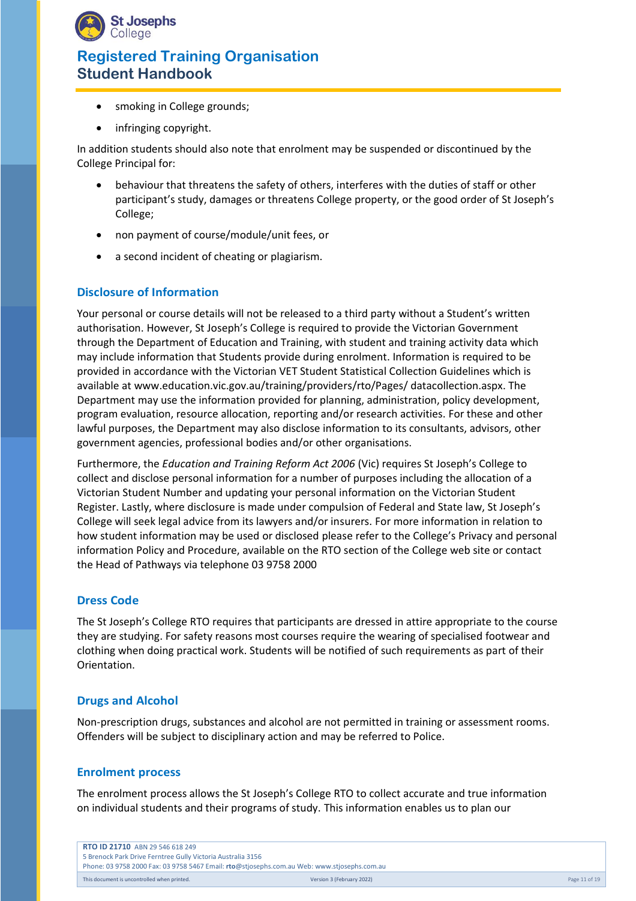- smoking in College grounds;
- infringing copyright.

In addition students should also note that enrolment may be suspended or discontinued by the College Principal for:

- behaviour that threatens the safety of others, interferes with the duties of staff or other participant's study, damages or threatens College property, or the good order of St Joseph's College;
- non payment of course/module/unit fees, or
- a second incident of cheating or plagiarism.

## Disclosure of Information

Your personal or course details will not be released to a third party without a Student's written authorisation. However, St Joseph's College is required to provide the Victorian Government through the Department of Education and Training, with student and training activity data which may include information that Students provide during enrolment. Information is required to be provided in accordance with the Victorian VET Student Statistical Collection Guidelines which is available at www.education.vic.gov.au/training/providers/rto/Pages/ datacollection.aspx. The Department may use the information provided for planning, administration, policy development, program evaluation, resource allocation, reporting and/or research activities. For these and other lawful purposes, the Department may also disclose information to its consultants, advisors, other government agencies, professional bodies and/or other organisations.

Furthermore, the *Education and Training Reform Act 2006* (Vic) requires St Joseph's College to collect and disclose personal information for a number of purposes including the allocation of a Victorian Student Number and updating your personal information on the Victorian Student Register. Lastly, where disclosure is made under compulsion of Federal and State law, St Joseph's College will seek legal advice from its lawyers and/or insurers. For more information in relation to how student information may be used or disclosed please refer to the College's Privacy and personal information Policy and Procedure, available on the RTO section of the College web site or contact the Head of Pathways via telephone 03 9758 2000

## Dress Code

The St Joseph's College RTO requires that participants are dressed in attire appropriate to the course they are studying. For safety reasons most courses require the wearing of specialised footwear and clothing when doing practical work. Students will be notified of such requirements as part of their Orientation.

## Drugs and Alcohol

Non-prescription drugs, substances and alcohol are not permitted in training or assessment rooms. Offenders will be subject to disciplinary action and may be referred to Police.

## Enrolment process

The enrolment process allows the St Joseph's College RTO to collect accurate and true information on individual students and their programs of study. This information enables us to plan our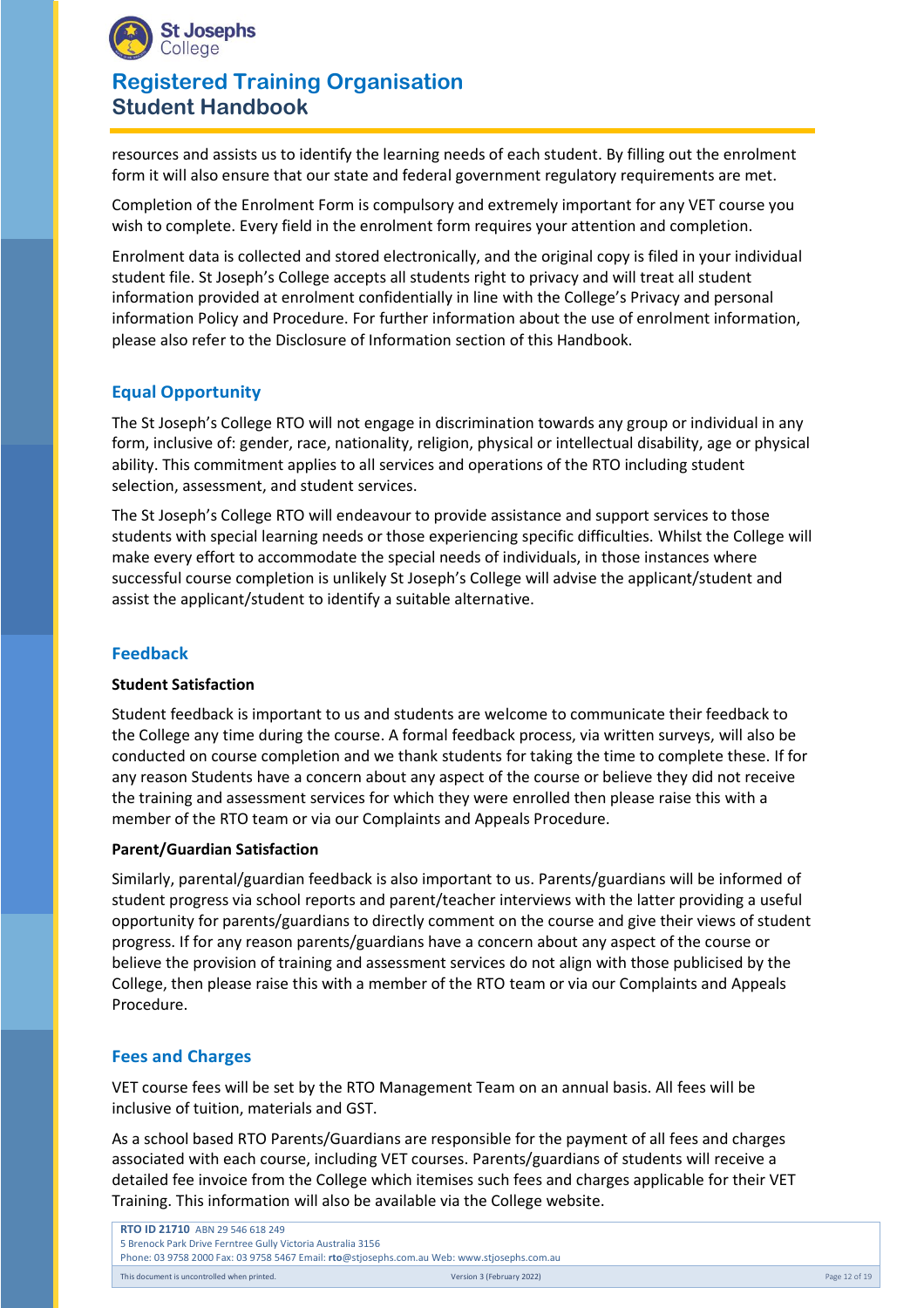resources and assists us to identify the learning needs of each student. By filling out the enrolment form it will also ensure that our state and federal government regulatory requirements are met.

Completion of the Enrolment Form is compulsory and extremely important for any VET course you wish to complete. Every field in the enrolment form requires your attention and completion.

Enrolment data is collected and stored electronically, and the original copy is filed in your individual student file. St Joseph's College accepts all students right to privacy and will treat all student information provided at enrolment confidentially in line with the College's Privacy and personal information Policy and Procedure. For further information about the use of enrolment information, please also refer to the Disclosure of Information section of this Handbook.

## Equal Opportunity

The St Joseph's College RTO will not engage in discrimination towards any group or individual in any form, inclusive of: gender, race, nationality, religion, physical or intellectual disability, age or physical ability. This commitment applies to all services and operations of the RTO including student selection, assessment, and student services.

The St Joseph's College RTO will endeavour to provide assistance and support services to those students with special learning needs or those experiencing specific difficulties. Whilst the College will make every effort to accommodate the special needs of individuals, in those instances where successful course completion is unlikely St Joseph's College will advise the applicant/student and assist the applicant/student to identify a suitable alternative.

## Feedback

### Student Satisfaction

Student feedback is important to us and students are welcome to communicate their feedback to the College any time during the course. A formal feedback process, via written surveys, will also be conducted on course completion and we thank students for taking the time to complete these. If for any reason Students have a concern about any aspect of the course or believe they did not receive the training and assessment services for which they were enrolled then please raise this with a member of the RTO team or via our Complaints and Appeals Procedure.

### Parent/Guardian Satisfaction

Similarly, parental/guardian feedback is also important to us. Parents/guardians will be informed of student progress via school reports and parent/teacher interviews with the latter providing a useful opportunity for parents/guardians to directly comment on the course and give their views of student progress. If for any reason parents/guardians have a concern about any aspect of the course or believe the provision of training and assessment services do not align with those publicised by the College, then please raise this with a member of the RTO team or via our Complaints and Appeals Procedure.

## Fees and Charges

VET course fees will be set by the RTO Management Team on an annual basis. All fees will be inclusive of tuition, materials and GST.

As a school based RTO Parents/Guardians are responsible for the payment of all fees and charges associated with each course, including VET courses. Parents/guardians of students will receive a detailed fee invoice from the College which itemises such fees and charges applicable for their VET Training. This information will also be available via the College website.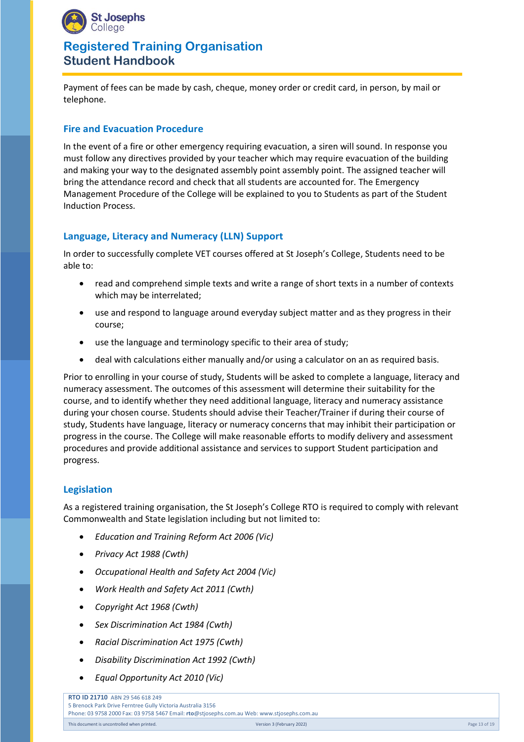Payment of fees can be made by cash, cheque, money order or credit card, in person, by mail or telephone.

## Fire and Evacuation Procedure

In the event of a fire or other emergency requiring evacuation, a siren will sound. In response you must follow any directives provided by your teacher which may require evacuation of the building and making your way to the designated assembly point assembly point. The assigned teacher will bring the attendance record and check that all students are accounted for. The Emergency Management Procedure of the College will be explained to you to Students as part of the Student Induction Process.

## Language, Literacy and Numeracy (LLN) Support

In order to successfully complete VET courses offered at St Joseph's College, Students need to be able to:

- read and comprehend simple texts and write a range of short texts in a number of contexts which may be interrelated;
- use and respond to language around everyday subject matter and as they progress in their course;
- use the language and terminology specific to their area of study;
- deal with calculations either manually and/or using a calculator on an as required basis.

Prior to enrolling in your course of study, Students will be asked to complete a language, literacy and numeracy assessment. The outcomes of this assessment will determine their suitability for the course, and to identify whether they need additional language, literacy and numeracy assistance during your chosen course. Students should advise their Teacher/Trainer if during their course of study, Students have language, literacy or numeracy concerns that may inhibit their participation or progress in the course. The College will make reasonable efforts to modify delivery and assessment procedures and provide additional assistance and services to support Student participation and progress.

## Legislation

As a registered training organisation, the St Joseph's College RTO is required to comply with relevant Commonwealth and State legislation including but not limited to:

- *Education and Training Reform Act 2006 (Vic)*
- *Privacy Act 1988 (Cwth)*
- *Occupational Health and Safety Act 2004 (Vic)*
- *Work Health and Safety Act 2011 (Cwth)*
- *Copyright Act 1968 (Cwth)*
- *Sex Discrimination Act 1984 (Cwth)*
- *Racial Discrimination Act 1975 (Cwth)*
- *Disability Discrimination Act 1992 (Cwth)*
- *Equal Opportunity Act 2010 (Vic)*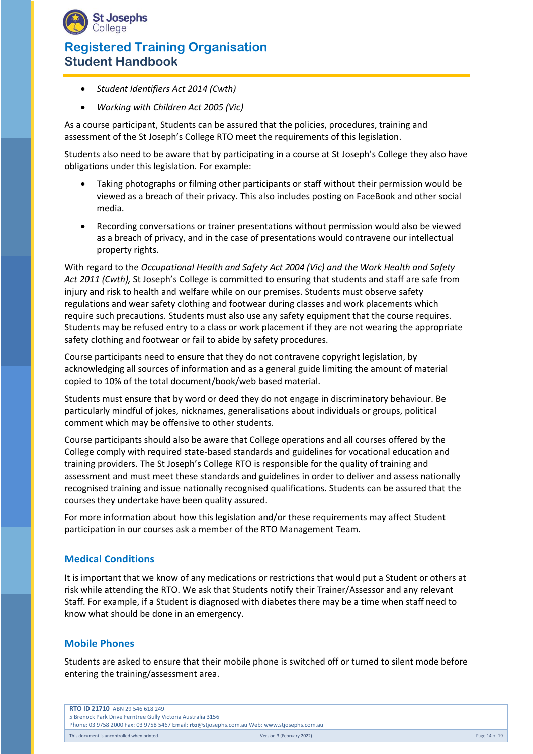- *Student Identifiers Act 2014 (Cwth)*
- *Working with Children Act 2005 (Vic)*

As a course participant, Students can be assured that the policies, procedures, training and assessment of the St Joseph's College RTO meet the requirements of this legislation.

Students also need to be aware that by participating in a course at St Joseph's College they also have obligations under this legislation. For example:

- Taking photographs or filming other participants or staff without their permission would be viewed as a breach of their privacy. This also includes posting on FaceBook and other social media.
- Recording conversations or trainer presentations without permission would also be viewed as a breach of privacy, and in the case of presentations would contravene our intellectual property rights.

With regard to the *Occupational Health and Safety Act 2004 (Vic) and the Work Health and Safety Act 2011 (Cwth),* St Joseph's College is committed to ensuring that students and staff are safe from injury and risk to health and welfare while on our premises. Students must observe safety regulations and wear safety clothing and footwear during classes and work placements which require such precautions. Students must also use any safety equipment that the course requires. Students may be refused entry to a class or work placement if they are not wearing the appropriate safety clothing and footwear or fail to abide by safety procedures.

Course participants need to ensure that they do not contravene copyright legislation, by acknowledging all sources of information and as a general guide limiting the amount of material copied to 10% of the total document/book/web based material.

Students must ensure that by word or deed they do not engage in discriminatory behaviour. Be particularly mindful of jokes, nicknames, generalisations about individuals or groups, political comment which may be offensive to other students.

Course participants should also be aware that College operations and all courses offered by the College comply with required state-based standards and guidelines for vocational education and training providers. The St Joseph's College RTO is responsible for the quality of training and assessment and must meet these standards and guidelines in order to deliver and assess nationally recognised training and issue nationally recognised qualifications. Students can be assured that the courses they undertake have been quality assured.

For more information about how this legislation and/or these requirements may affect Student participation in our courses ask a member of the RTO Management Team.

## Medical Conditions

It is important that we know of any medications or restrictions that would put a Student or others at risk while attending the RTO. We ask that Students notify their Trainer/Assessor and any relevant Staff. For example, if a Student is diagnosed with diabetes there may be a time when staff need to know what should be done in an emergency.

## Mobile Phones

Students are asked to ensure that their mobile phone is switched off or turned to silent mode before entering the training/assessment area.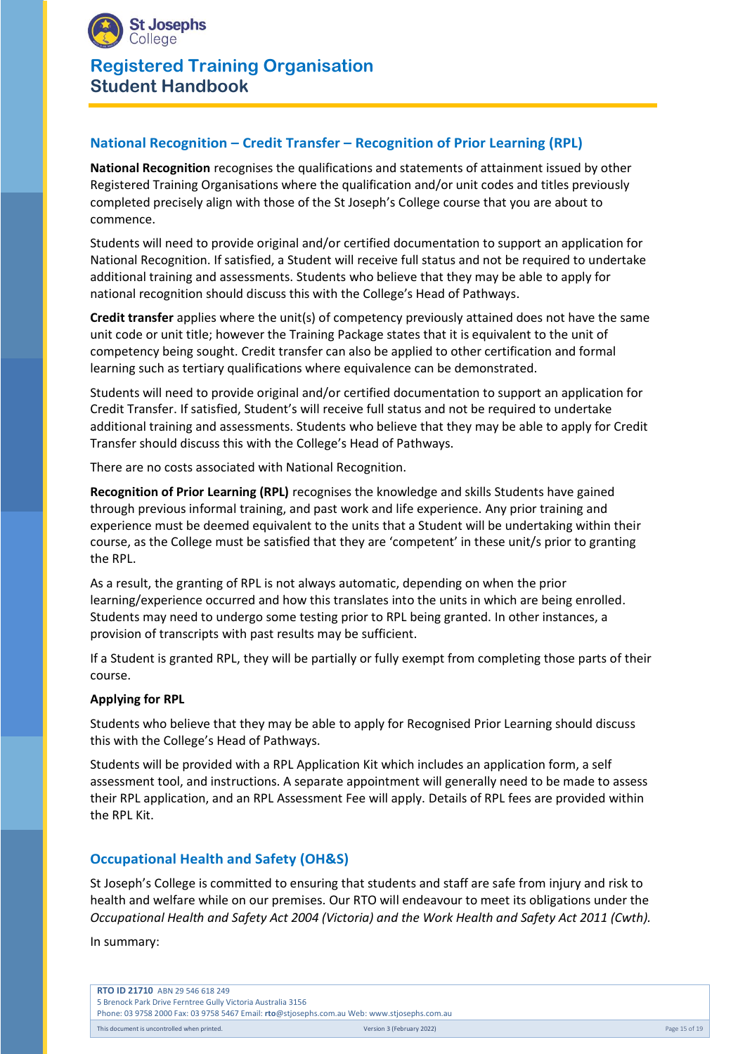## National Recognition – Credit Transfer – Recognition of Prior Learning (RPL)

**National Recognition** recognises the qualifications and statements of attainment issued by other Registered Training Organisations where the qualification and/or unit codes and titles previously completed precisely align with those of the St Joseph's College course that you are about to commence.

Students will need to provide original and/or certified documentation to support an application for National Recognition. If satisfied, a Student will receive full status and not be required to undertake additional training and assessments. Students who believe that they may be able to apply for national recognition should discuss this with the College's Head of Pathways.

**Credit transfer** applies where the unit(s) of competency previously attained does not have the same unit code or unit title; however the Training Package states that it is equivalent to the unit of competency being sought. Credit transfer can also be applied to other certification and formal learning such as tertiary qualifications where equivalence can be demonstrated.

Students will need to provide original and/or certified documentation to support an application for Credit Transfer. If satisfied, Student's will receive full status and not be required to undertake additional training and assessments. Students who believe that they may be able to apply for Credit Transfer should discuss this with the College's Head of Pathways.

There are no costs associated with National Recognition.

**Recognition of Prior Learning (RPL)** recognises the knowledge and skills Students have gained through previous informal training, and past work and life experience. Any prior training and experience must be deemed equivalent to the units that a Student will be undertaking within their course, as the College must be satisfied that they are 'competent' in these unit/s prior to granting the RPL.

As a result, the granting of RPL is not always automatic, depending on when the prior learning/experience occurred and how this translates into the units in which are being enrolled. Students may need to undergo some testing prior to RPL being granted. In other instances, a provision of transcripts with past results may be sufficient.

If a Student is granted RPL, they will be partially or fully exempt from completing those parts of their course.

**Applying for RPL**

Students who believe that they may be able to apply for Recognised Prior Learning should discuss this with the College's Head of Pathways.

Students will be provided with a RPL Application Kit which includes an application form, a self assessment tool, and instructions. A separate appointment will generally need to be made to assess their RPL application, and an RPL Assessment Fee will apply. Details of RPL fees are provided within the RPL Kit.

## Occupational Health and Safety (OH&S)

St Joseph's College is committed to ensuring that students and staff are safe from injury and risk to health and welfare while on our premises. Our RTO will endeavour to meet its obligations under the *Occupational Health and Safety Act 2004 (Victoria) and the Work Health and Safety Act 2011 (Cwth).*

In summary: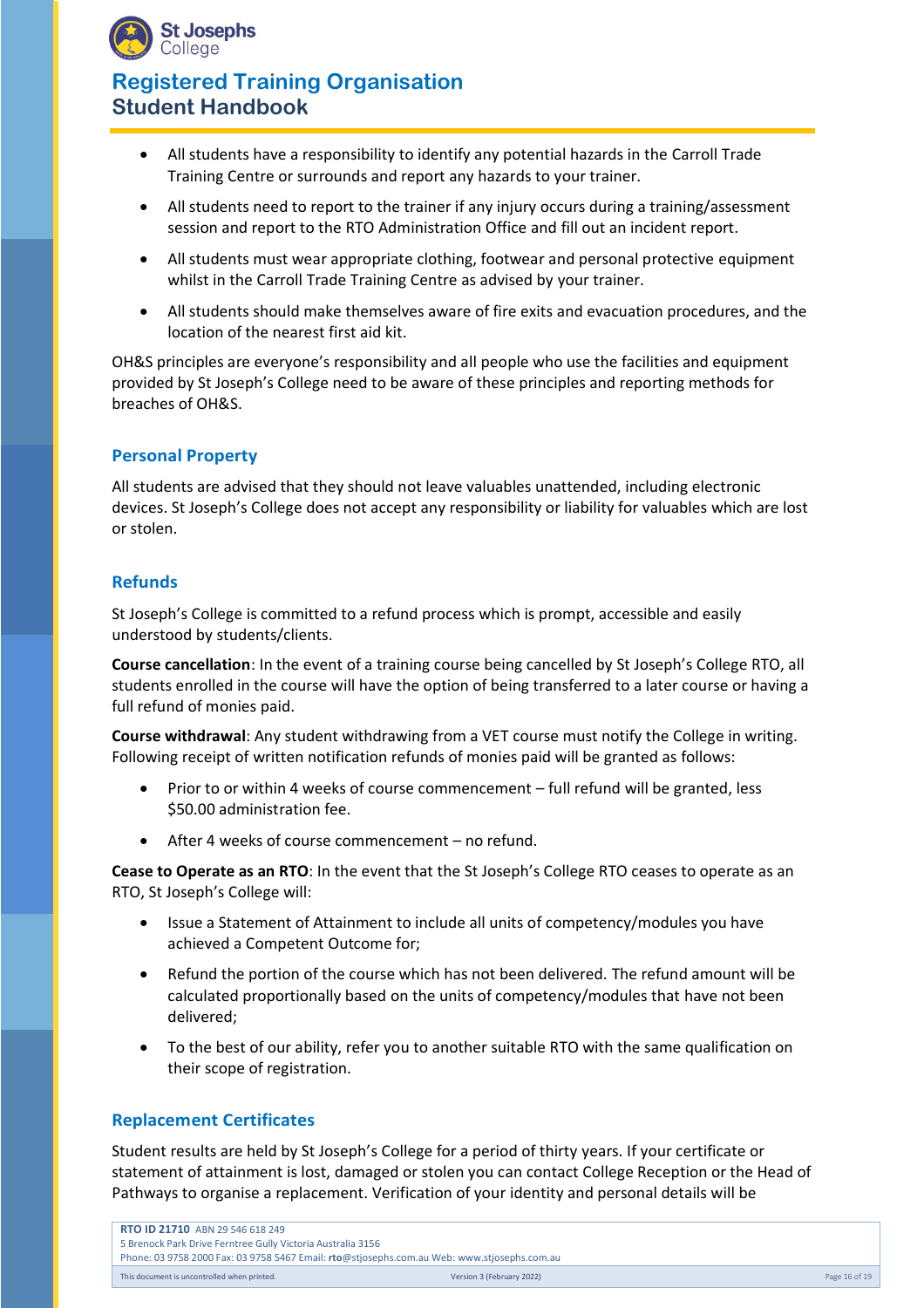- All students have a responsibility to identify any potential hazards in the Carroll Trade Training Centre or surrounds and report any hazards to your trainer.
- All students need to report to the trainer if any injury occurs during a training/assessment session and report to the RTO Administration Office and fill out an incident report.
- All students must wear appropriate clothing, footwear and personal protective equipment whilst in the Carroll Trade Training Centre as advised by your trainer.
- All students should make themselves aware of fire exits and evacuation procedures, and the location of the nearest first aid kit.

OH&S principles are everyone's responsibility and all people who use the facilities and equipment provided by St Joseph's College need to be aware of these principles and reporting methods for breaches of OH&S.

## Personal Property

All students are advised that they should not leave valuables unattended, including electronic devices. St Joseph's College does not accept any responsibility or liability for valuables which are lost or stolen.

## Refunds

St Joseph's College is committed to a refund process which is prompt, accessible and easily understood by students/clients.

**Course cancellation**: In the event of a training course being cancelled by St Joseph's College RTO, all students enrolled in the course will have the option of being transferred to a later course or having a full refund of monies paid.

**Course withdrawal**: Any student withdrawing from a VET course must notify the College in writing. Following receipt of written notification refunds of monies paid will be granted as follows:

- Prior to or within 4 weeks of course commencement – full refund will be granted, less $50.00 administration fee.
- After 4 weeks of course commencement – no refund.

**Cease to Operate as an RTO**: In the event that the St Joseph's College RTO ceases to operate as an RTO, St Joseph's College will:

- Issue a Statement of Attainment to include all units of competency/modules you have achieved a Competent Outcome for;
- Refund the portion of the course which has not been delivered. The refund amount will be calculated proportionally based on the units of competency/modules that have not been delivered;
- To the best of our ability, refer you to another suitable RTO with the same qualification on their scope of registration.

## Replacement Certificates

Student results are held by St Joseph's College for a period of thirty years. If your certificate or statement of attainment is lost, damaged or stolen you can contact College Reception or the Head of Pathways to organise a replacement. Verification of your identity and personal details will be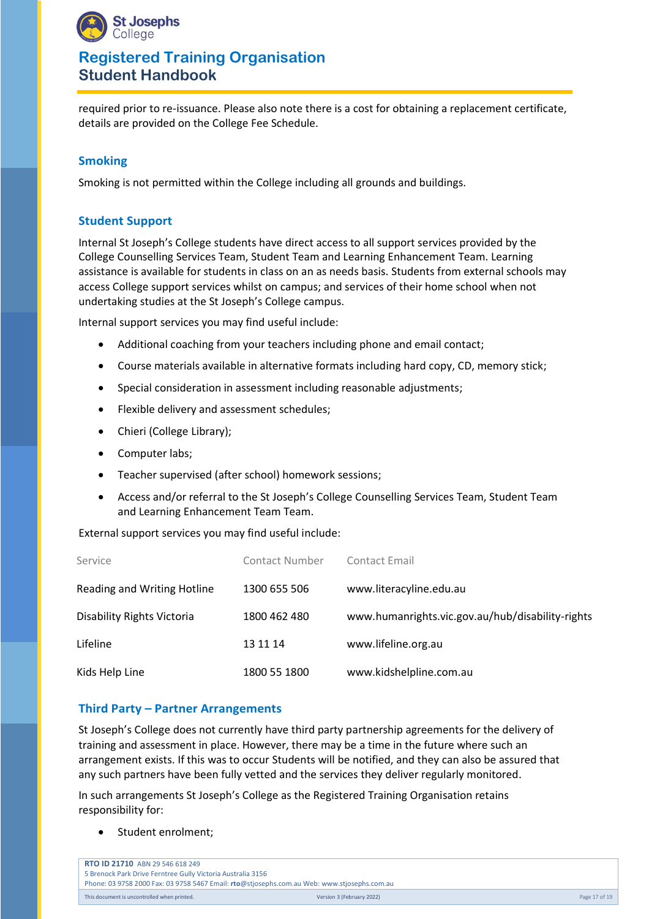required prior to re-issuance. Please also note there is a cost for obtaining a replacement certificate, details are provided on the College Fee Schedule.

## Smoking

Smoking is not permitted within the College including all grounds and buildings.

## Student Support

Internal St Joseph's College students have direct access to all support services provided by the College Counselling Services Team, Student Team and Learning Enhancement Team. Learning assistance is available for students in class on an as needs basis. Students from external schools may access College support services whilst on campus; and services of their home school when not undertaking studies at the St Joseph's College campus.

Internal support services you may find useful include:

- Additional coaching from your teachers including phone and email contact;
- Course materials available in alternative formats including hard copy, CD, memory stick;
- Special consideration in assessment including reasonable adjustments;
- Flexible delivery and assessment schedules;
- Chieri (College Library);
- Computer labs;
- Teacher supervised (after school) homework sessions;
- Access and/or referral to the St Joseph's College Counselling Services Team, Student Team and Learning Enhancement Team Team.

External support services you may find useful include:

| Service | Contact Number | Contact Email |
|---|---|---|
| Reading and Writing Hotline | 1300 655 506 | www.literacyline.edu.au |
| Disability Rights Victoria | 1800 462 480 | www.humanrights.vic.gov.au/hub/disability-rights |
| Lifeline | 13 11 14 | www.lifeline.org.au |
| Kids Help Line | 1800 55 1800 | www.kidshelpline.com.au |

## Third Party – Partner Arrangements

St Joseph's College does not currently have third party partnership agreements for the delivery of training and assessment in place. However, there may be a time in the future where such an arrangement exists. If this was to occur Students will be notified, and they can also be assured that any such partners have been fully vetted and the services they deliver regularly monitored.

In such arrangements St Joseph's College as the Registered Training Organisation retains responsibility for:

- Student enrolment;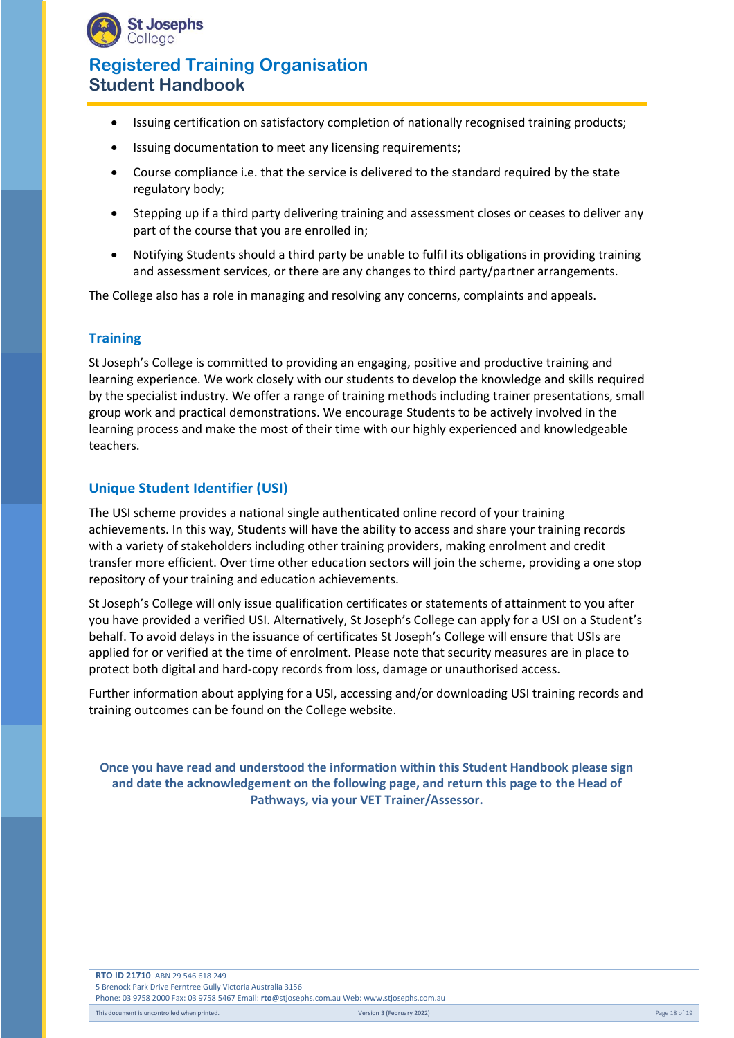- Issuing certification on satisfactory completion of nationally recognised training products;
- Issuing documentation to meet any licensing requirements;
- Course compliance i.e. that the service is delivered to the standard required by the state regulatory body;
- Stepping up if a third party delivering training and assessment closes or ceases to deliver any part of the course that you are enrolled in;
- Notifying Students should a third party be unable to fulfil its obligations in providing training and assessment services, or there are any changes to third party/partner arrangements.

The College also has a role in managing and resolving any concerns, complaints and appeals.

### Training

St Joseph's College is committed to providing an engaging, positive and productive training and learning experience. We work closely with our students to develop the knowledge and skills required by the specialist industry. We offer a range of training methods including trainer presentations, small group work and practical demonstrations. We encourage Students to be actively involved in the learning process and make the most of their time with our highly experienced and knowledgeable teachers.

### Unique Student Identifier (USI)

The USI scheme provides a national single authenticated online record of your training achievements. In this way, Students will have the ability to access and share your training records with a variety of stakeholders including other training providers, making enrolment and credit transfer more efficient. Over time other education sectors will join the scheme, providing a one stop repository of your training and education achievements.

St Joseph's College will only issue qualification certificates or statements of attainment to you after you have provided a verified USI. Alternatively, St Joseph's College can apply for a USI on a Student's behalf. To avoid delays in the issuance of certificates St Joseph's College will ensure that USIs are applied for or verified at the time of enrolment. Please note that security measures are in place to protect both digital and hard-copy records from loss, damage or unauthorised access.

Further information about applying for a USI, accessing and/or downloading USI training records and training outcomes can be found on the College website.

**Once you have read and understood the information within this Student Handbook please sign and date the acknowledgement on the following page, and return this page to the Head of Pathways, via your VET Trainer/Assessor.**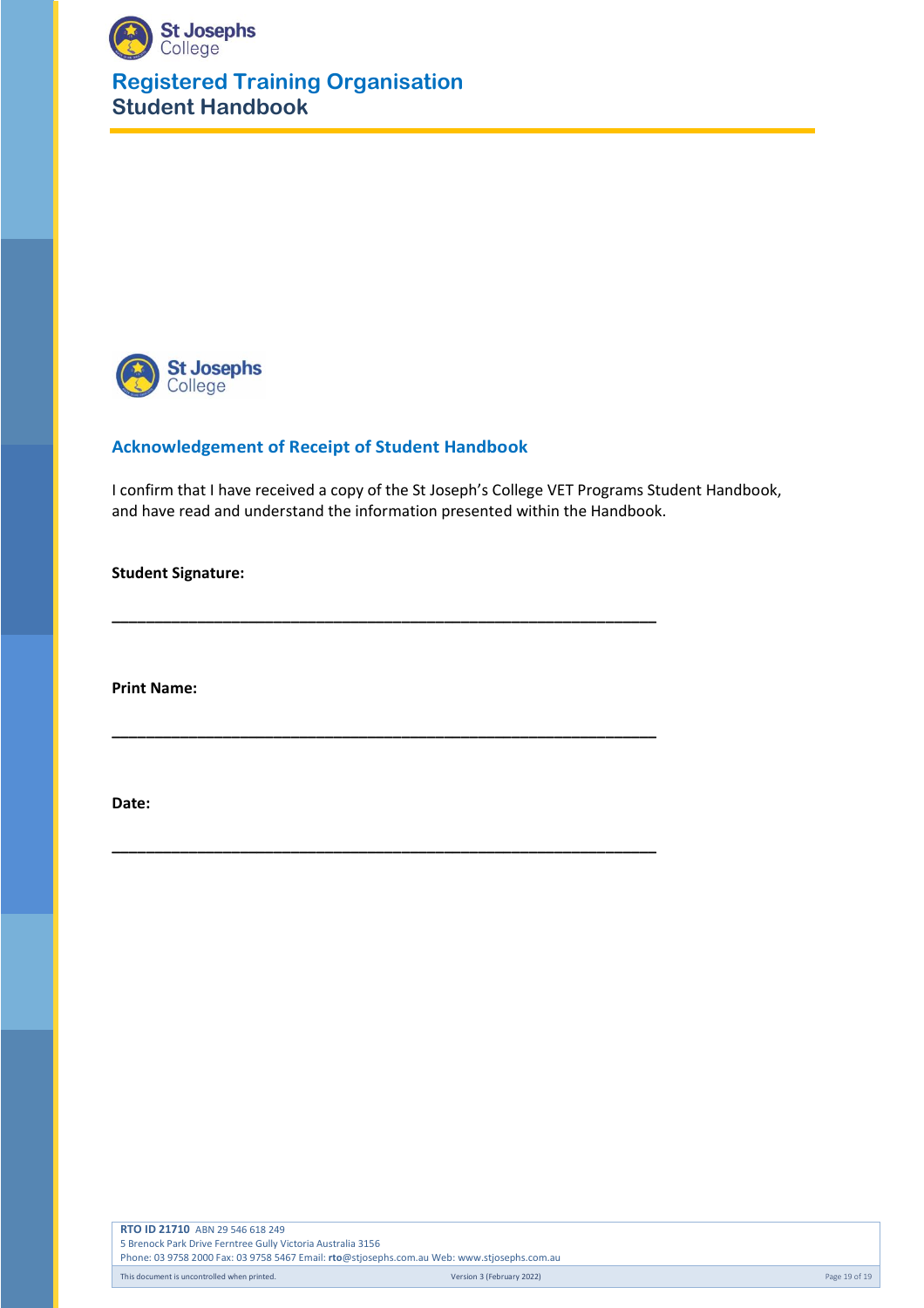## Acknowledgement of Receipt of Student Handbook

I confirm that I have received a copy of the St Joseph's College VET Programs Student Handbook, and have read and understand the information presented within the Handbook.

**Student Signature:**

______________________________________________________________

**Print Name:**

______________________________________________________________

**Date:**

______________________________________________________________